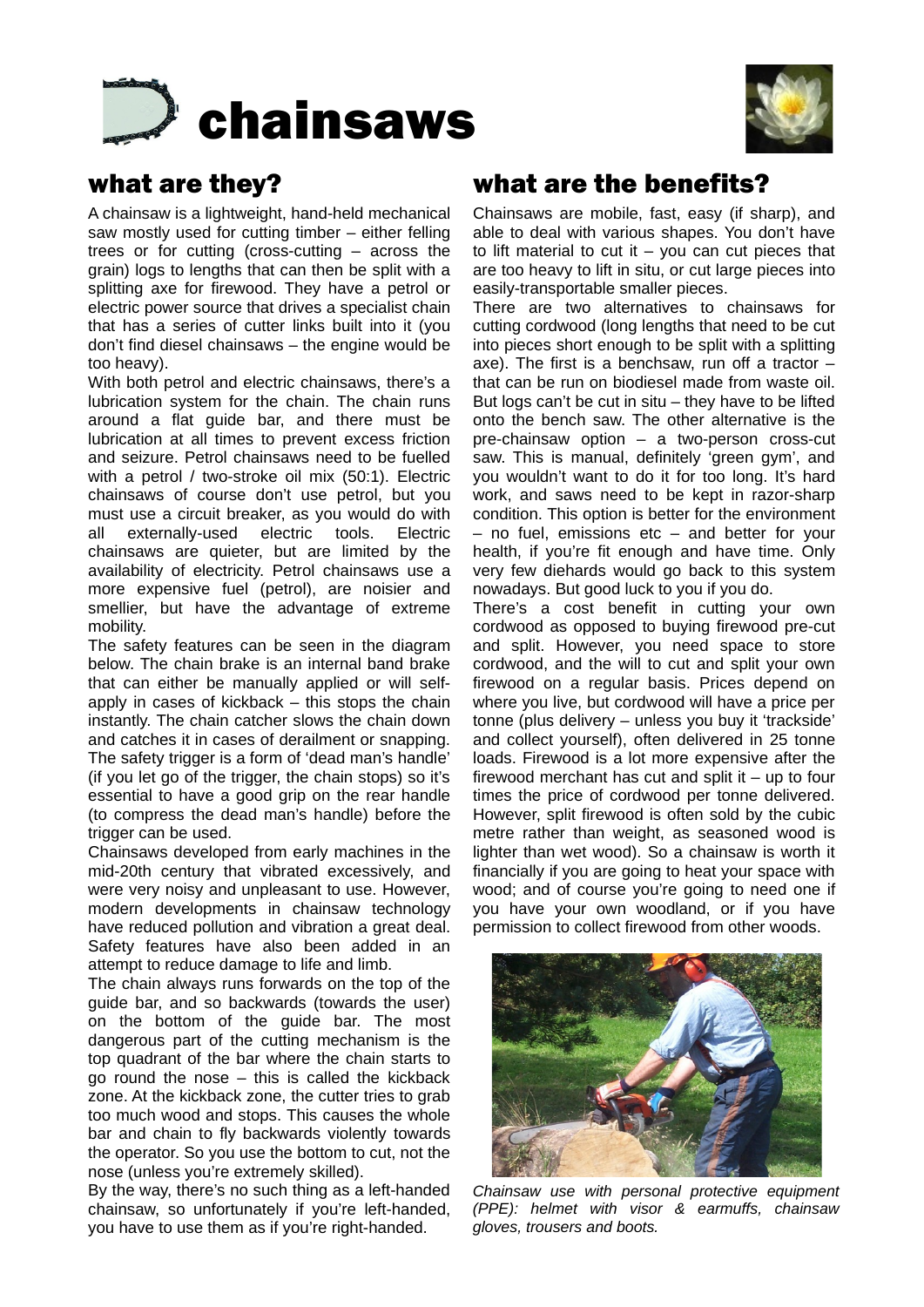# chainsaws

## what are they?

A chainsaw is a lightweight, hand-held mechanical saw mostly used for cutting timber – either felling trees or for cutting (cross-cutting – across the grain) logs to lengths that can then be split with a splitting axe for firewood. They have a petrol or electric power source that drives a specialist chain that has a series of cutter links built into it (you don't find diesel chainsaws – the engine would be too heavy).

With both petrol and electric chainsaws, there's a lubrication system for the chain. The chain runs around a flat guide bar, and there must be lubrication at all times to prevent excess friction and seizure. Petrol chainsaws need to be fuelled with a petrol / two-stroke oil mix (50:1). Electric chainsaws of course don't use petrol, but you must use a circuit breaker, as you would do with all externally-used electric tools. Electric chainsaws are quieter, but are limited by the availability of electricity. Petrol chainsaws use a more expensive fuel (petrol), are noisier and smellier, but have the advantage of extreme mobility.

The safety features can be seen in the diagram below. The chain brake is an internal band brake that can either be manually applied or will self-apply in cases of kickback – this stops the chain instantly. The chain catcher slows the chain down and catches it in cases of derailment or snapping. The safety trigger is a form of 'dead man's handle' (if you let go of the trigger, the chain stops) so it's essential to have a good grip on the rear handle (to compress the dead man's handle) before the trigger can be used.

Chainsaws developed from early machines in the mid-20th century that vibrated excessively, and were very noisy and unpleasant to use. However, modern developments in chainsaw technology have reduced pollution and vibration a great deal. Safety features have also been added in an attempt to reduce damage to life and limb.

The chain always runs forwards on the top of the guide bar, and so backwards (towards the user) on the bottom of the guide bar. The most dangerous part of the cutting mechanism is the top quadrant of the bar where the chain starts to go round the nose – this is called the kickback zone. At the kickback zone, the cutter tries to grab too much wood and stops. This causes the whole bar and chain to fly backwards violently towards the operator. So you use the bottom to cut, not the nose (unless you're extremely skilled).

By the way, there's no such thing as a left-handed chainsaw, so unfortunately if you're left-handed, you have to use them as if you're right-handed.

## what are the benefits?

Chainsaws are mobile, fast, easy (if sharp), and able to deal with various shapes. You don't have to lift material to cut it – you can cut pieces that are too heavy to lift in situ, or cut large pieces into easily-transportable smaller pieces.

There are two alternatives to chainsaws for cutting cordwood (long lengths that need to be cut into pieces short enough to be split with a splitting axe). The first is a benchsaw, run off a tractor – that can be run on biodiesel made from waste oil. But logs can't be cut in situ – they have to be lifted onto the bench saw. The other alternative is the pre-chainsaw option – a two-person cross-cut saw. This is manual, definitely 'green gym', and you wouldn't want to do it for too long. It's hard work, and saws need to be kept in razor-sharp condition. This option is better for the environment – no fuel, emissions etc – and better for your health, if you're fit enough and have time. Only very few diehards would go back to this system nowadays. But good luck to you if you do.

There's a cost benefit in cutting your own cordwood as opposed to buying firewood pre-cut and split. However, you need space to store cordwood, and the will to cut and split your own firewood on a regular basis. Prices depend on where you live, but cordwood will have a price per tonne (plus delivery – unless you buy it 'trackside' and collect yourself), often delivered in 25 tonne loads. Firewood is a lot more expensive after the firewood merchant has cut and split it – up to four times the price of cordwood per tonne delivered. However, split firewood is often sold by the cubic metre rather than weight, as seasoned wood is lighter than wet wood). So a chainsaw is worth it financially if you are going to heat your space with wood; and of course you're going to need one if you have your own woodland, or if you have permission to collect firewood from other woods.

*Chainsaw use with personal protective equipment (PPE): helmet with visor & earmuffs, chainsaw gloves, trousers and boots.*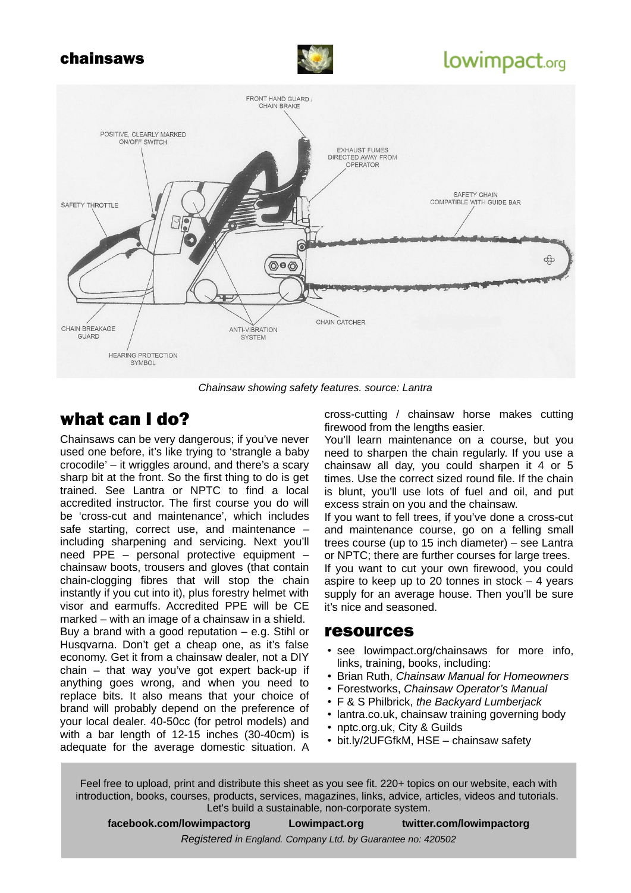# chainsaws

lowimpact.org

FRONT HAND GUARD / CHAIN BRAKE

POSITIVE, CLEARLY MARKED ON/OFF SWITCH

EXHAUST FUMES DIRECTED AWAY FROM OPERATOR

SAFETY THROTTLE

SAFETY CHAIN COMPATIBLE WITH GUIDE BAR

CHAIN BREAKAGE GUARD

ANTI-VIBRATION SYSTEM

CHAIN CATCHER

HEARING PROTECTION SYMBOL

*Chainsaw showing safety features. source: Lantra*

## what can I do?

Chainsaws can be very dangerous; if you've never used one before, it's like trying to 'strangle a baby crocodile' – it wriggles around, and there's a scary sharp bit at the front. So the first thing to do is get trained. See Lantra or NPTC to find a local accredited instructor. The first course you do will be 'cross-cut and maintenance', which includes safe starting, correct use, and maintenance – including sharpening and servicing. Next you'll need PPE – personal protective equipment – chainsaw boots, trousers and gloves (that contain chain-clogging fibres that will stop the chain instantly if you cut into it), plus forestry helmet with visor and earmuffs. Accredited PPE will be CE marked – with an image of a chainsaw in a shield.

Buy a brand with a good reputation – e.g. Stihl or Husqvarna. Don't get a cheap one, as it's false economy. Get it from a chainsaw dealer, not a DIY chain – that way you've got expert back-up if anything goes wrong, and when you need to replace bits. It also means that your choice of brand will probably depend on the preference of your local dealer. 40-50cc (for petrol models) and with a bar length of 12-15 inches (30-40cm) is adequate for the average domestic situation. A cross-cutting / chainsaw horse makes cutting firewood from the lengths easier.

You'll learn maintenance on a course, but you need to sharpen the chain regularly. If you use a chainsaw all day, you could sharpen it 4 or 5 times. Use the correct sized round file. If the chain is blunt, you'll use lots of fuel and oil, and put excess strain on you and the chainsaw.

If you want to fell trees, if you've done a cross-cut and maintenance course, go on a felling small trees course (up to 15 inch diameter) – see Lantra or NPTC; there are further courses for large trees.

If you want to cut your own firewood, you could aspire to keep up to 20 tonnes in stock – 4 years supply for an average house. Then you'll be sure it's nice and seasoned.

## resources

- see lowimpact.org/chainsaws for more info, links, training, books, including:
- Brian Ruth, *Chainsaw Manual for Homeowners*
- Forestworks, *Chainsaw Operator's Manual*
- F & S Philbrick, *the Backyard Lumberjack*
- lantra.co.uk, chainsaw training governing body
- nptc.org.uk, City & Guilds
- bit.ly/2UFGfkM, HSE – chainsaw safety

Feel free to upload, print and distribute this sheet as you see fit. 220+ topics on our website, each with introduction, books, courses, products, services, magazines, links, advice, articles, videos and tutorials. Let's build a sustainable, non-corporate system.

**facebook.com/lowimpactorg** **Lowimpact.org** **twitter.com/lowimpactorg**

*Registered in England. Company Ltd. by Guarantee no: 420502*